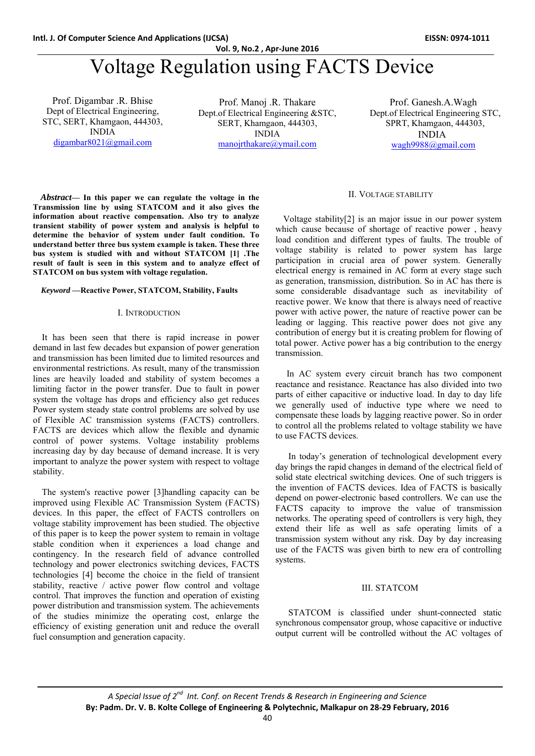# Voltage Regulation using FACTS Device

Prof. Digambar .R. Bhise
Dept of Electrical Engineering,
STC, SERT, Khamgaon, 444303,
INDIA
digambar8021@gmail.com

Prof. Manoj .R. Thakare
Dept.of Electrical Engineering &STC,
SERT, Khamgaon, 444303,
INDIA
manojrthakare@ymail.com

Prof. Ganesh.A.Wagh
Dept.of Electrical Engineering STC,
SPRT, Khamgaon, 444303,
INDIA
wagh9988@gmail.com

***Abstract*— In this paper we can regulate the voltage in the Transmission line by using STATCOM and it also gives the information about reactive compensation. Also try to analyze transient stability of power system and analysis is helpful to determine the behavior of system under fault condition. To understand better three bus system example is taken. These three bus system is studied with and without STATCOM [1] .The result of fault is seen in this system and to analyze effect of STATCOM on bus system with voltage regulation.**

***Keyword* —Reactive Power, STATCOM, Stability, Faults**

## I. Introduction

It has been seen that there is rapid increase in power demand in last few decades but expansion of power generation and transmission has been limited due to limited resources and environmental restrictions. As result, many of the transmission lines are heavily loaded and stability of system becomes a limiting factor in the power transfer. Due to fault in power system the voltage has drops and efficiency also get reduces Power system steady state control problems are solved by use of Flexible AC transmission systems (FACTS) controllers. FACTS are devices which allow the flexible and dynamic control of power systems. Voltage instability problems increasing day by day because of demand increase. It is very important to analyze the power system with respect to voltage stability.

The system's reactive power [3]handling capacity can be improved using Flexible AC Transmission System (FACTS) devices. In this paper, the effect of FACTS controllers on voltage stability improvement has been studied. The objective of this paper is to keep the power system to remain in voltage stable condition when it experiences a load change and contingency. In the research field of advance controlled technology and power electronics switching devices, FACTS technologies [4] become the choice in the field of transient stability, reactive / active power flow control and voltage control. That improves the function and operation of existing power distribution and transmission system. The achievements of the studies minimize the operating cost, enlarge the efficiency of existing generation unit and reduce the overall fuel consumption and generation capacity.

## II. Voltage Stability

Voltage stability[2] is an major issue in our power system which cause because of shortage of reactive power , heavy load condition and different types of faults. The trouble of voltage stability is related to power system has large participation in crucial area of power system. Generally electrical energy is remained in AC form at every stage such as generation, transmission, distribution. So in AC has there is some considerable disadvantage such as inevitability of reactive power. We know that there is always need of reactive power with active power, the nature of reactive power can be leading or lagging. This reactive power does not give any contribution of energy but it is creating problem for flowing of total power. Active power has a big contribution to the energy transmission.

In AC system every circuit branch has two component reactance and resistance. Reactance has also divided into two parts of either capacitive or inductive load. In day to day life we generally used of inductive type where we need to compensate these loads by lagging reactive power. So in order to control all the problems related to voltage stability we have to use FACTS devices.

In today's generation of technological development every day brings the rapid changes in demand of the electrical field of solid state electrical switching devices. One of such triggers is the invention of FACTS devices. Idea of FACTS is basically depend on power-electronic based controllers. We can use the FACTS capacity to improve the value of transmission networks. The operating speed of controllers is very high, they extend their life as well as safe operating limits of a transmission system without any risk. Day by day increasing use of the FACTS was given birth to new era of controlling systems.

## III. STATCOM

STATCOM is classified under shunt-connected static synchronous compensator group, whose capacitive or inductive output current will be controlled without the AC voltages of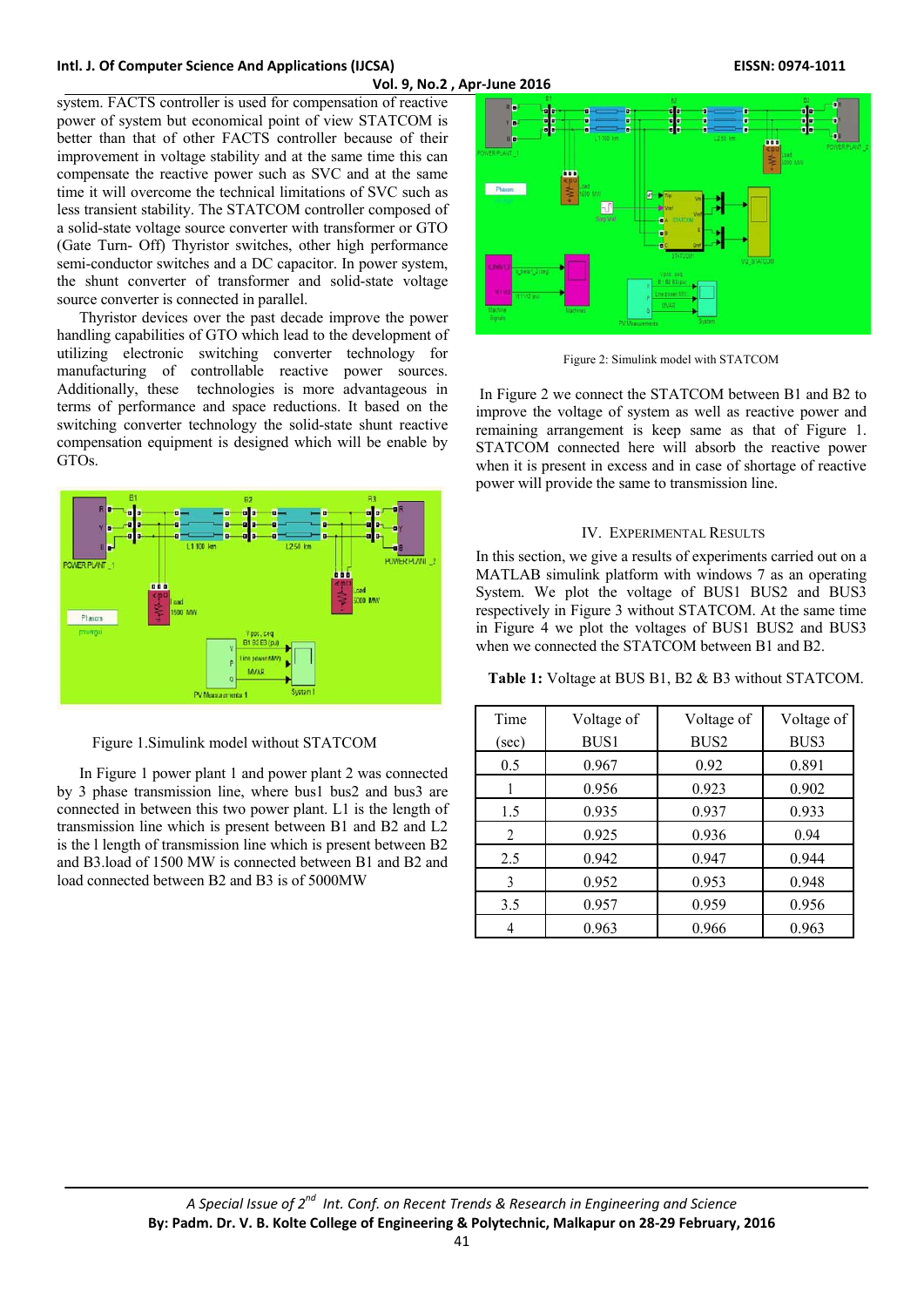system. FACTS controller is used for compensation of reactive power of system but economical point of view STATCOM is better than that of other FACTS controller because of their improvement in voltage stability and at the same time this can compensate the reactive power such as SVC and at the same time it will overcome the technical limitations of SVC such as less transient stability. The STATCOM controller composed of a solid-state voltage source converter with transformer or GTO (Gate Turn- Off) Thyristor switches, other high performance semi-conductor switches and a DC capacitor. In power system, the shunt converter of transformer and solid-state voltage source converter is connected in parallel.

Thyristor devices over the past decade improve the power handling capabilities of GTO which lead to the development of utilizing electronic switching converter technology for manufacturing of controllable reactive power sources. Additionally, these technologies is more advantageous in terms of performance and space reductions. It based on the switching converter technology the solid-state shunt reactive compensation equipment is designed which will be enable by GTOs.

Figure 1.Simulink model without STATCOM

In Figure 1 power plant 1 and power plant 2 was connected by 3 phase transmission line, where bus1 bus2 and bus3 are connected in between this two power plant. L1 is the length of transmission line which is present between B1 and B2 and L2 is the l length of transmission line which is present between B2 and B3.load of 1500 MW is connected between B1 and B2 and load connected between B2 and B3 is of 5000MW

Figure 2: Simulink model with STATCOM

In Figure 2 we connect the STATCOM between B1 and B2 to improve the voltage of system as well as reactive power and remaining arrangement is keep same as that of Figure 1. STATCOM connected here will absorb the reactive power when it is present in excess and in case of shortage of reactive power will provide the same to transmission line.

## IV. Experimental Results

In this section, we give a results of experiments carried out on a MATLAB simulink platform with windows 7 as an operating System. We plot the voltage of BUS1 BUS2 and BUS3 respectively in Figure 3 without STATCOM. At the same time in Figure 4 we plot the voltages of BUS1 BUS2 and BUS3 when we connected the STATCOM between B1 and B2.

**Table 1:** Voltage at BUS B1, B2 & B3 without STATCOM.

| Time (sec) | Voltage of BUS1 | Voltage of BUS2 | Voltage of BUS3 |
|---|---|---|---|
| 0.5 | 0.967 | 0.92 | 0.891 |
| 1 | 0.956 | 0.923 | 0.902 |
| 1.5 | 0.935 | 0.937 | 0.933 |
| 2 | 0.925 | 0.936 | 0.94 |
| 2.5 | 0.942 | 0.947 | 0.944 |
| 3 | 0.952 | 0.953 | 0.948 |
| 3.5 | 0.957 | 0.959 | 0.956 |
| 4 | 0.963 | 0.966 | 0.963 |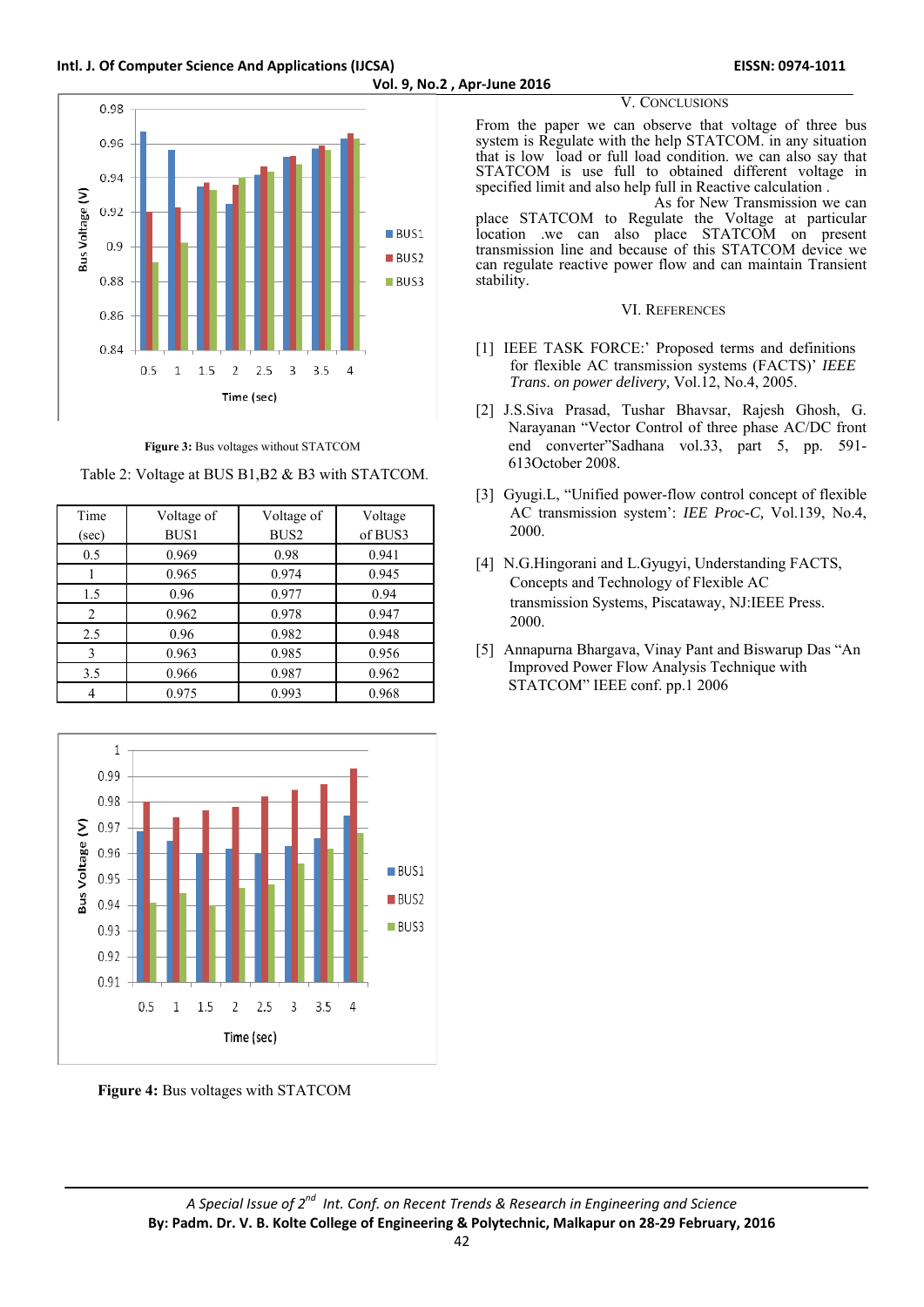0.98
0.96
0.94
0.92
0.9
0.88
0.86
0.84

Bus Voltage (V)

0.5 1 1.5 2 2.5 3 3.5 4

Time (sec)

BUS1
BUS2
BUS3

**Figure 3:** Bus voltages without STATCOM

Table 2: Voltage at BUS B1,B2 & B3 with STATCOM.

| Time (sec) | Voltage of BUS1 | Voltage of BUS2 | Voltage of BUS3 |
|---|---|---|---|
| 0.5 | 0.969 | 0.98 | 0.941 |
| 1 | 0.965 | 0.974 | 0.945 |
| 1.5 | 0.96 | 0.977 | 0.94 |
| 2 | 0.962 | 0.978 | 0.947 |
| 2.5 | 0.96 | 0.982 | 0.948 |
| 3 | 0.963 | 0.985 | 0.956 |
| 3.5 | 0.966 | 0.987 | 0.962 |
| 4 | 0.975 | 0.993 | 0.968 |

1
0.99
0.98
0.97
0.96
0.95
0.94
0.93
0.92
0.91

Bus Voltage (V)

0.5 1 1.5 2 2.5 3 3.5 4

Time (sec)

BUS1
BUS2
BUS3

**Figure 4:** Bus voltages with STATCOM

## V. Conclusions

From the paper we can observe that voltage of three bus system is Regulate with the help STATCOM. in any situation that is low load or full load condition. we can also say that STATCOM is use full to obtained different voltage in specified limit and also help full in Reactive calculation .

As for New Transmission we can place STATCOM to Regulate the Voltage at particular location .we can also place STATCOM on present transmission line and because of this STATCOM device we can regulate reactive power flow and can maintain Transient stability.

## VI. References

[1] IEEE TASK FORCE:' Proposed terms and definitions for flexible AC transmission systems (FACTS)' *IEEE Trans. on power delivery,* Vol.12, No.4, 2005.

[2] J.S.Siva Prasad, Tushar Bhavsar, Rajesh Ghosh, G. Narayanan "Vector Control of three phase AC/DC front end converter"Sadhana vol.33, part 5, pp. 591-613October 2008.

[3] Gyugi.L, "Unified power-flow control concept of flexible AC transmission system': *IEE Proc-C,* Vol.139, No.4, 2000.

[4] N.G.Hingorani and L.Gyugyi, Understanding FACTS, Concepts and Technology of Flexible AC transmission Systems, Piscataway, NJ:IEEE Press. 2000.

[5] Annapurna Bhargava, Vinay Pant and Biswarup Das "An Improved Power Flow Analysis Technique with STATCOM" IEEE conf. pp.1 2006